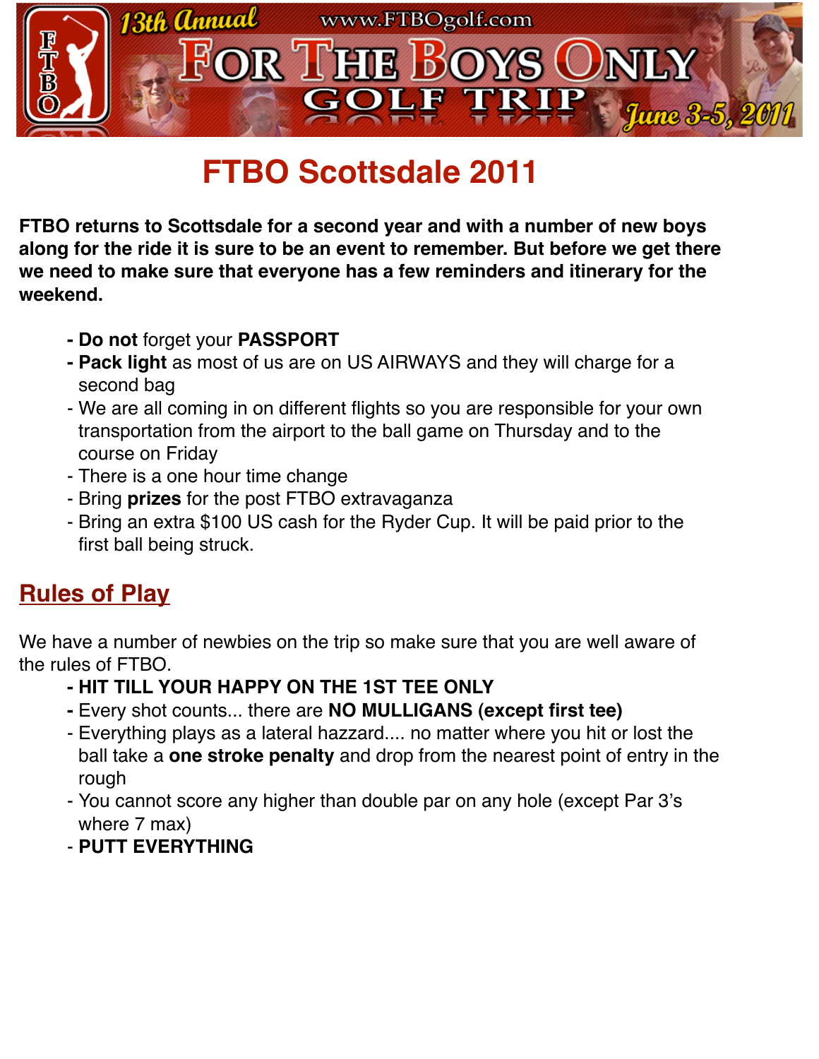13th Annual

www.FTBOgolf.com

# For The Boys Only Golf Trip

June 3-5, 2011

# FTBO Scottsdale 2011

**FTBO returns to Scottsdale for a second year and with a number of new boys along for the ride it is sure to be an event to remember. But before we get there we need to make sure that everyone has a few reminders and itinerary for the weekend.**

- **Do not** forget your **PASSPORT**
- **Pack light** as most of us are on US AIRWAYS and they will charge for a second bag
- We are all coming in on different flights so you are responsible for your own transportation from the airport to the ball game on Thursday and to the course on Friday
- There is a one hour time change
- Bring **prizes** for the post FTBO extravaganza
- Bring an extra $100 US cash for the Ryder Cup. It will be paid prior to the first ball being struck.

## Rules of Play

We have a number of newbies on the trip so make sure that you are well aware of the rules of FTBO.

- **HIT TILL YOUR HAPPY ON THE 1ST TEE ONLY**
- Every shot counts... there are **NO MULLIGANS (except first tee)**
- Everything plays as a lateral hazzard.... no matter where you hit or lost the ball take a **one stroke penalty** and drop from the nearest point of entry in the rough
- You cannot score any higher than double par on any hole (except Par 3's where 7 max)
- **PUTT EVERYTHING**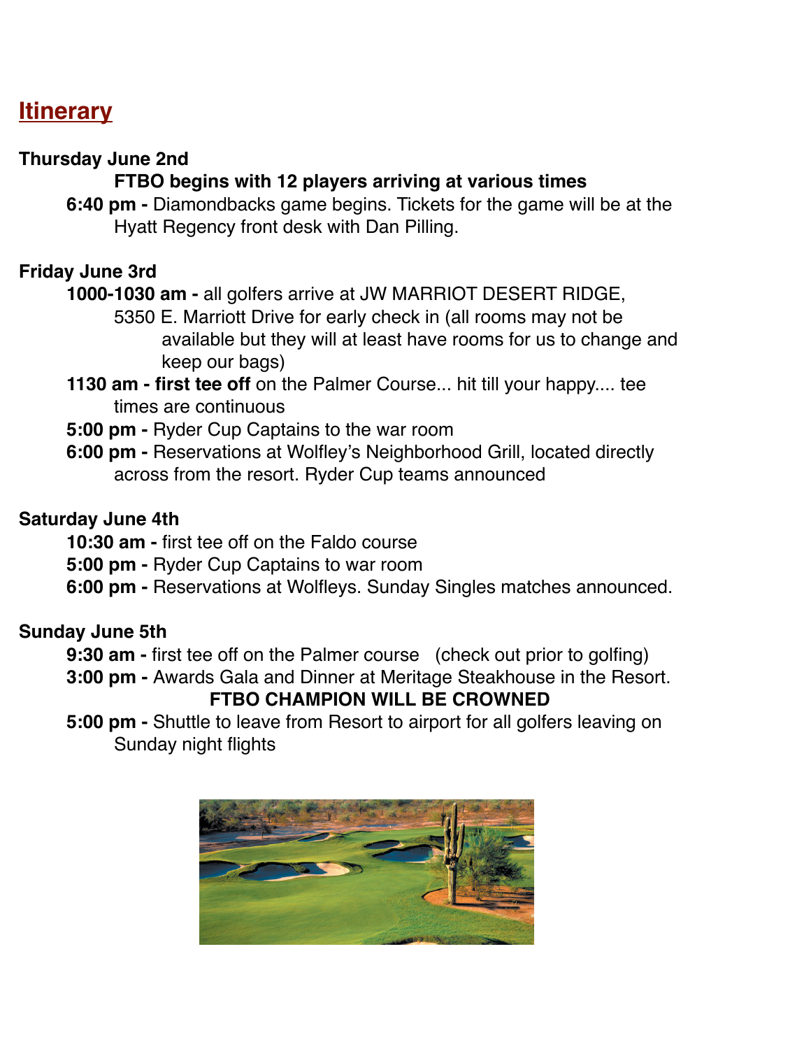## Itinerary

**Thursday June 2nd**

**FTBO begins with 12 players arriving at various times**

**6:40 pm -** Diamondbacks game begins. Tickets for the game will be at the Hyatt Regency front desk with Dan Pilling.

**Friday June 3rd**

**1000-1030 am -** all golfers arrive at JW MARRIOT DESERT RIDGE, 5350 E. Marriott Drive for early check in (all rooms may not be available but they will at least have rooms for us to change and keep our bags)

**1130 am - first tee off** on the Palmer Course... hit till your happy.... tee times are continuous

**5:00 pm -** Ryder Cup Captains to the war room

**6:00 pm -** Reservations at Wolfley's Neighborhood Grill, located directly across from the resort. Ryder Cup teams announced

**Saturday June 4th**

**10:30 am -** first tee off on the Faldo course

**5:00 pm -** Ryder Cup Captains to war room

**6:00 pm -** Reservations at Wolfleys. Sunday Singles matches announced.

**Sunday June 5th**

**9:30 am -** first tee off on the Palmer course (check out prior to golfing)

**3:00 pm -** Awards Gala and Dinner at Meritage Steakhouse in the Resort.

**FTBO CHAMPION WILL BE CROWNED**

**5:00 pm -** Shuttle to leave from Resort to airport for all golfers leaving on Sunday night flights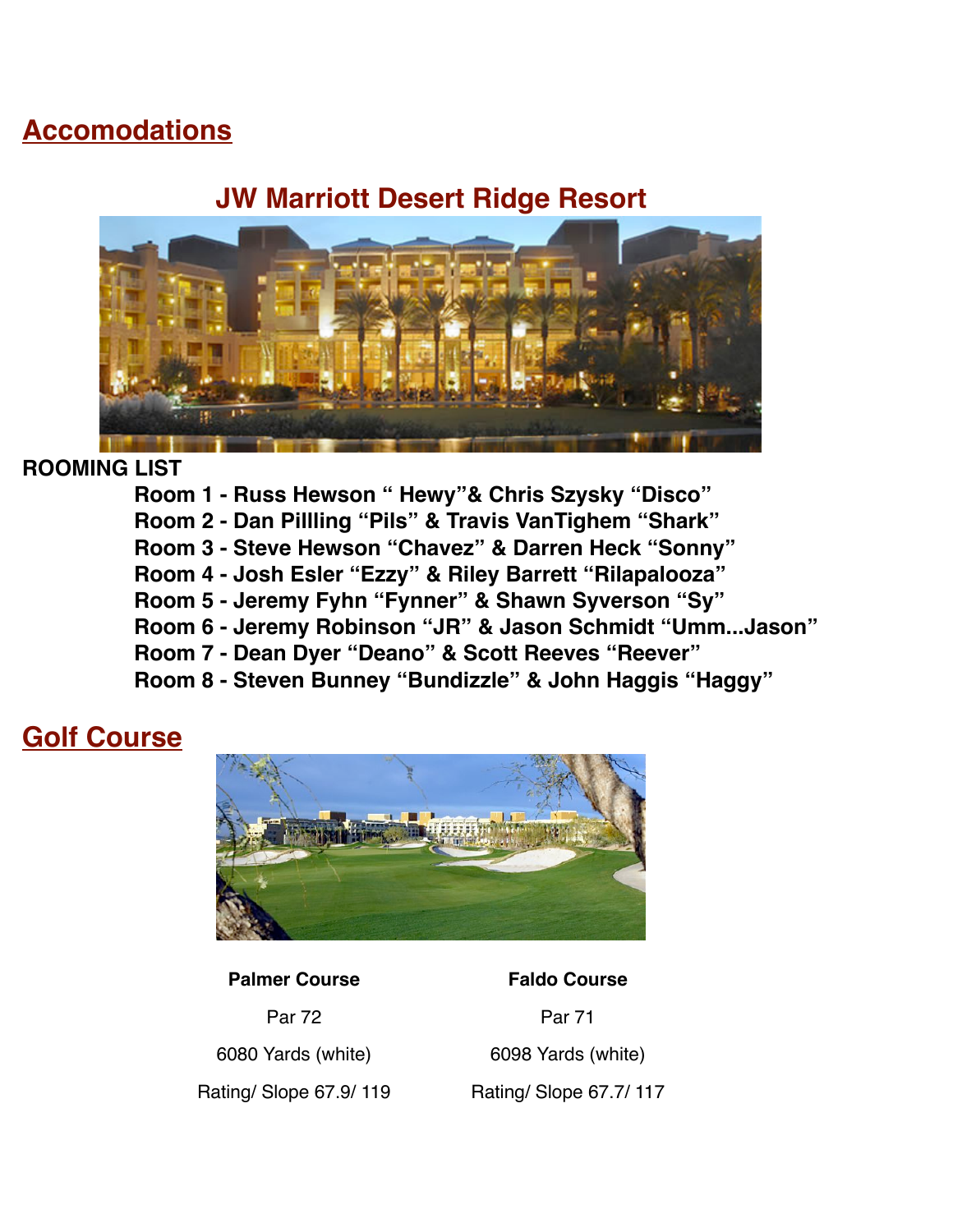## Accomodations

### JW Marriott Desert Ridge Resort

**ROOMING LIST**

- **Room 1 - Russ Hewson " Hewy"& Chris Szysky "Disco"**
- **Room 2 - Dan Pillling "Pils" & Travis VanTighem "Shark"**
- **Room 3 - Steve Hewson "Chavez" & Darren Heck "Sonny"**
- **Room 4 - Josh Esler "Ezzy" & Riley Barrett "Rilapalooza"**
- **Room 5 - Jeremy Fyhn "Fynner" & Shawn Syverson "Sy"**
- **Room 6 - Jeremy Robinson "JR" & Jason Schmidt "Umm...Jason"**
- **Room 7 - Dean Dyer "Deano" & Scott Reeves "Reever"**
- **Room 8 - Steven Bunney "Bundizzle" & John Haggis "Haggy"**

## Golf Course

| **Palmer Course** | **Faldo Course** |
|---|---|
| Par 72 | Par 71 |
| 6080 Yards (white) | 6098 Yards (white) |
| Rating/ Slope 67.9/ 119 | Rating/ Slope 67.7/ 117 |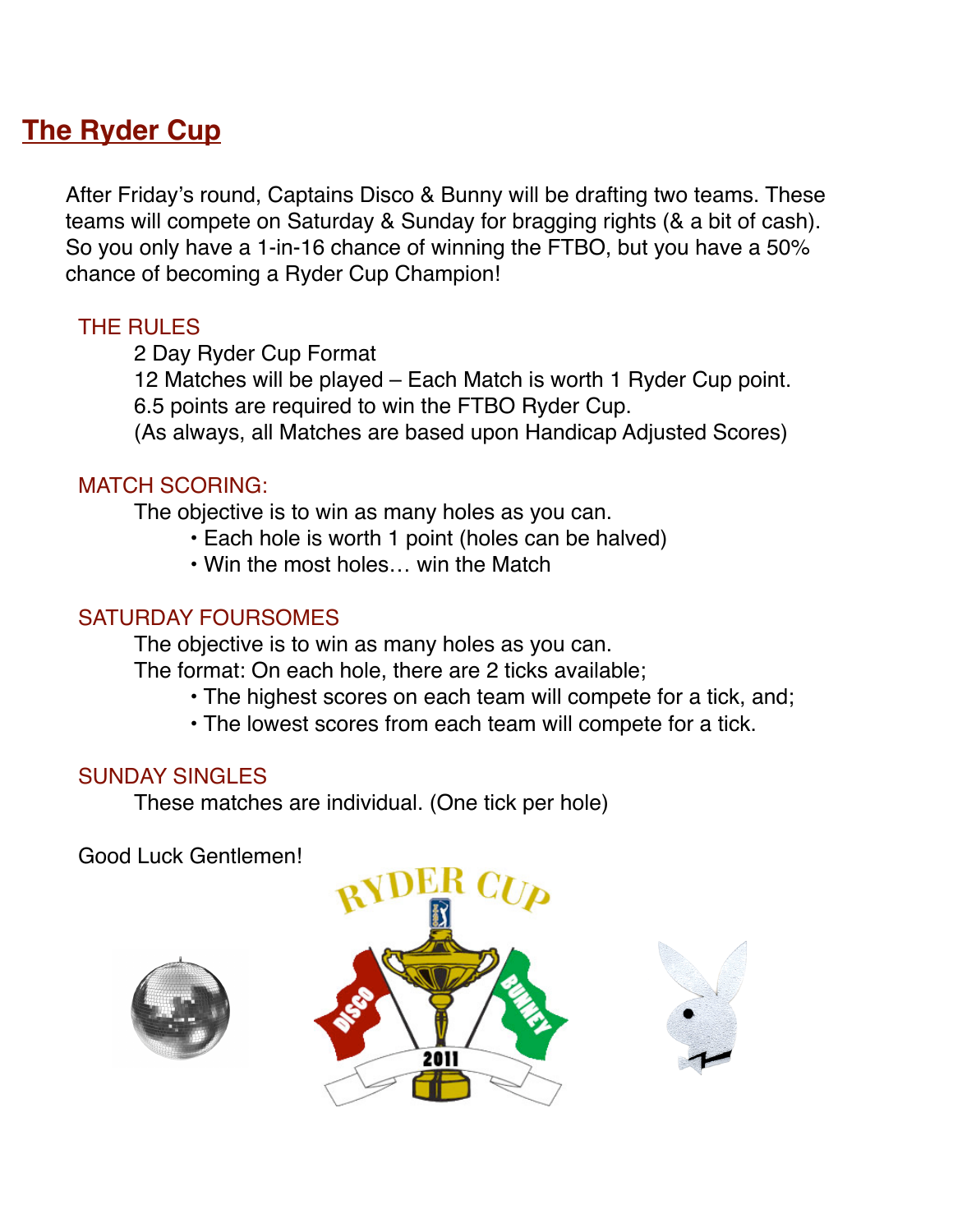## The Ryder Cup

After Friday's round, Captains Disco & Bunny will be drafting two teams. These teams will compete on Saturday & Sunday for bragging rights (& a bit of cash). So you only have a 1-in-16 chance of winning the FTBO, but you have a 50% chance of becoming a Ryder Cup Champion!

### THE RULES

2 Day Ryder Cup Format
12 Matches will be played – Each Match is worth 1 Ryder Cup point.
6.5 points are required to win the FTBO Ryder Cup.
(As always, all Matches are based upon Handicap Adjusted Scores)

### MATCH SCORING:

The objective is to win as many holes as you can.

- Each hole is worth 1 point (holes can be halved)
- Win the most holes… win the Match

### SATURDAY FOURSOMES

The objective is to win as many holes as you can.
The format: On each hole, there are 2 ticks available;

- The highest scores on each team will compete for a tick, and;
- The lowest scores from each team will compete for a tick.

### SUNDAY SINGLES

These matches are individual. (One tick per hole)

Good Luck Gentlemen!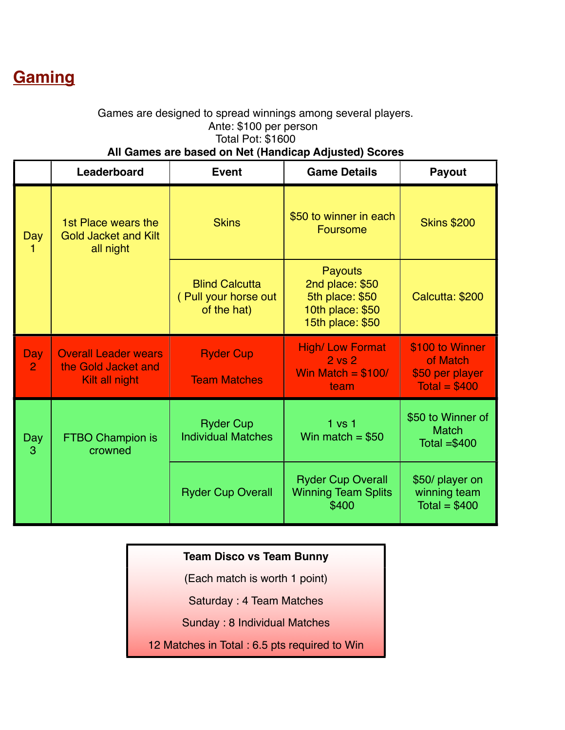# Gaming

Games are designed to spread winnings among several players.
Ante: $100 per person
Total Pot: $1600
**All Games are based on Net (Handicap Adjusted) Scores**

| | Leaderboard | Event | Game Details | Payout |
|---|---|---|---|---|
| Day 1 | 1st Place wears the Gold Jacket and Kilt all night | Skins | $50 to winner in each Foursome | Skins $200 |
| | | Blind Calcutta ( Pull your horse out of the hat) | Payouts 2nd place: $50 5th place: $50 10th place: $50 15th place: $50 | Calcutta: $200 |
| Day 2 | Overall Leader wears the Gold Jacket and Kilt all night | Ryder Cup Team Matches | High/ Low Format 2 vs 2 Win Match = $100/ team | $100 to Winner of Match $50 per player Total = $400 |
| Day 3 | FTBO Champion is crowned | Ryder Cup Individual Matches | 1 vs 1 Win match = $50 | $50 to Winner of Match Total =$400 |
| | | Ryder Cup Overall | Ryder Cup Overall Winning Team Splits $400 | $50/ player on winning team Total = $400 |

**Team Disco vs Team Bunny**

(Each match is worth 1 point)

Saturday : 4 Team Matches

Sunday : 8 Individual Matches

12 Matches in Total : 6.5 pts required to Win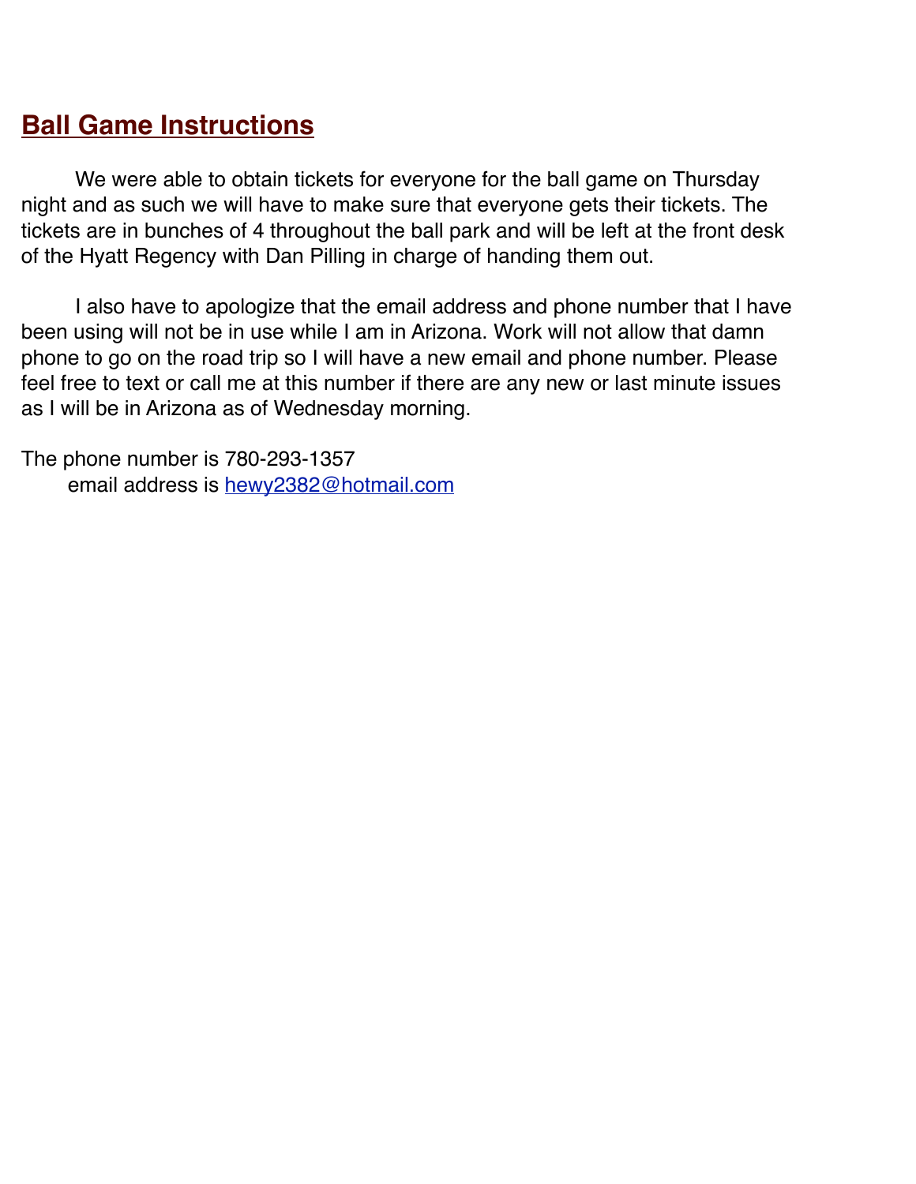## Ball Game Instructions

We were able to obtain tickets for everyone for the ball game on Thursday night and as such we will have to make sure that everyone gets their tickets. The tickets are in bunches of 4 throughout the ball park and will be left at the front desk of the Hyatt Regency with Dan Pilling in charge of handing them out.

I also have to apologize that the email address and phone number that I have been using will not be in use while I am in Arizona. Work will not allow that damn phone to go on the road trip so I will have a new email and phone number. Please feel free to text or call me at this number if there are any new or last minute issues as I will be in Arizona as of Wednesday morning.

The phone number is 780-293-1357
email address is hewy2382@hotmail.com